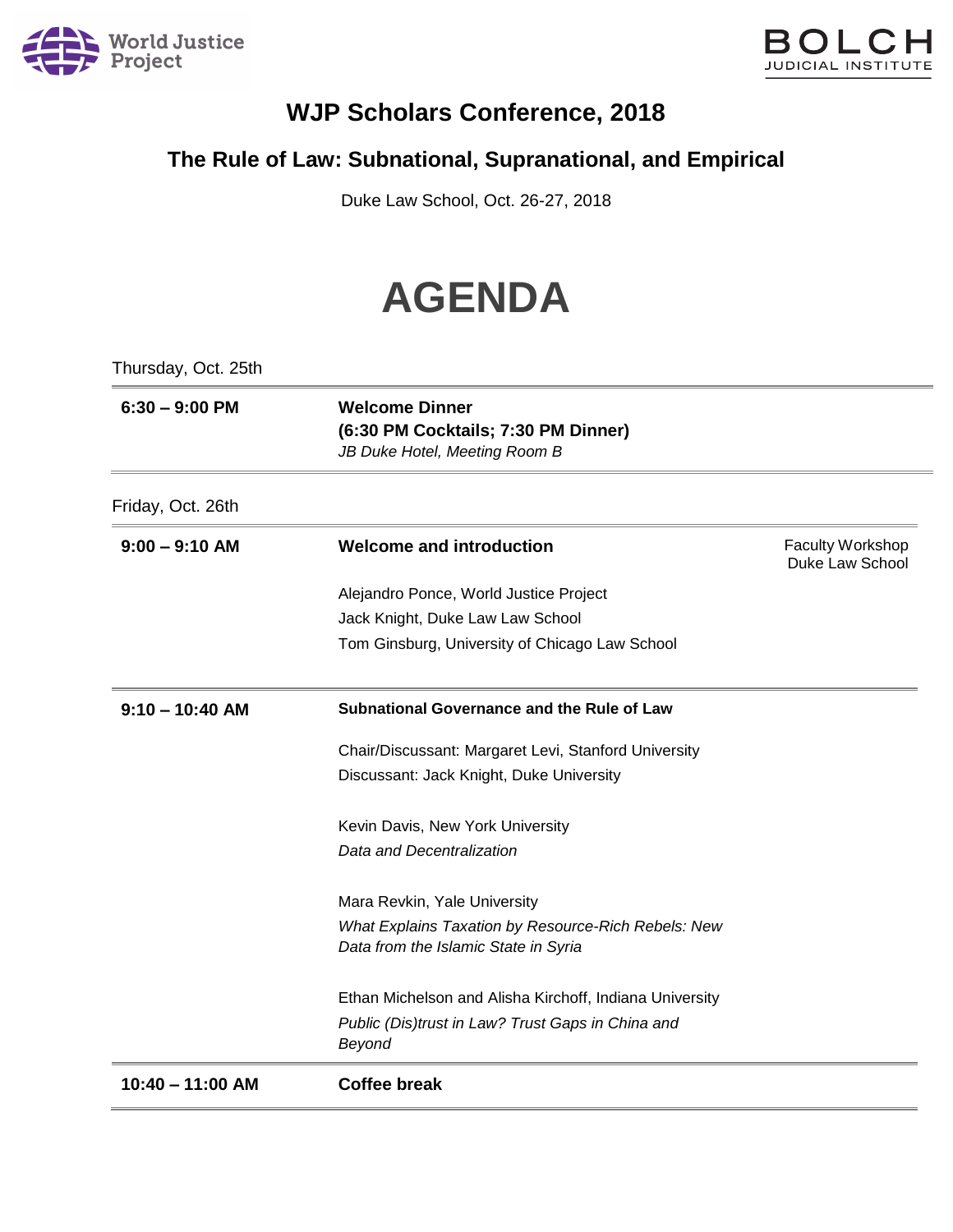World Justice Project

BOLCH JUDICIAL INSTITUTE

# WJP Scholars Conference, 2018

## The Rule of Law: Subnational, Supranational, and Empirical

Duke Law School, Oct. 26-27, 2018

# AGENDA

Thursday, Oct. 25th

| | |
|---|---|
| **6:30 – 9:00 PM** | **Welcome Dinner**<br>**(6:30 PM Cocktails; 7:30 PM Dinner)**<br>*JB Duke Hotel, Meeting Room B* |

Friday, Oct. 26th

| | | |
|---|---|---|
| **9:00 – 9:10 AM** | **Welcome and introduction**<br><br>Alejandro Ponce, World Justice Project<br>Jack Knight, Duke Law Law School<br>Tom Ginsburg, University of Chicago Law School | Faculty Workshop<br>Duke Law School |
| **9:10 – 10:40 AM** | **Subnational Governance and the Rule of Law**<br><br>Chair/Discussant: Margaret Levi, Stanford University<br>Discussant: Jack Knight, Duke University<br><br>Kevin Davis, New York University<br>*Data and Decentralization*<br><br>Mara Revkin, Yale University<br>*What Explains Taxation by Resource-Rich Rebels: New Data from the Islamic State in Syria*<br><br>Ethan Michelson and Alisha Kirchoff, Indiana University<br>*Public (Dis)trust in Law? Trust Gaps in China and Beyond* | |
| **10:40 – 11:00 AM** | **Coffee break** | |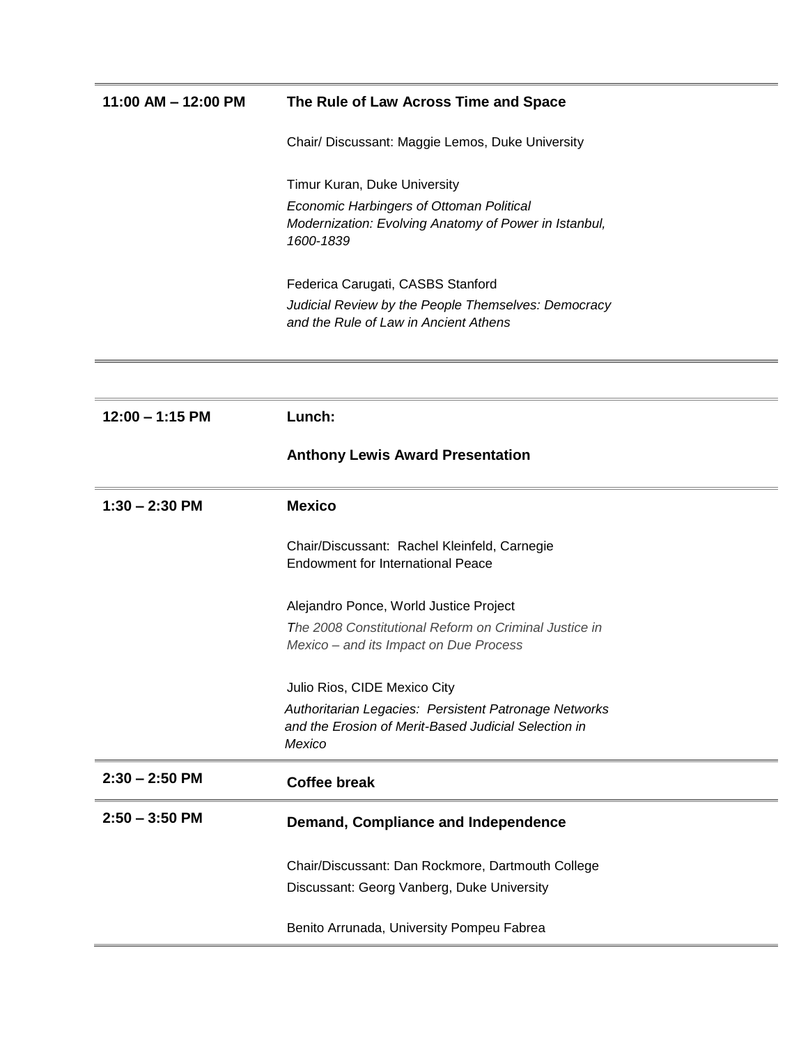| | |
|---|---|
| **11:00 AM – 12:00 PM** | **The Rule of Law Across Time and Space**<br><br>Chair/ Discussant: Maggie Lemos, Duke University<br><br>Timur Kuran, Duke University<br>*Economic Harbingers of Ottoman Political Modernization: Evolving Anatomy of Power in Istanbul, 1600-1839*<br><br>Federica Carugati, CASBS Stanford<br>*Judicial Review by the People Themselves: Democracy and the Rule of Law in Ancient Athens* |
| **12:00 – 1:15 PM** | **Lunch:**<br><br>**Anthony Lewis Award Presentation** |
| **1:30 – 2:30 PM** | **Mexico**<br><br>Chair/Discussant: Rachel Kleinfeld, Carnegie Endowment for International Peace<br><br>Alejandro Ponce, World Justice Project<br>*The 2008 Constitutional Reform on Criminal Justice in Mexico – and its Impact on Due Process*<br><br>Julio Rios, CIDE Mexico City<br>*Authoritarian Legacies: Persistent Patronage Networks and the Erosion of Merit-Based Judicial Selection in Mexico* |
| **2:30 – 2:50 PM** | **Coffee break** |
| **2:50 – 3:50 PM** | **Demand, Compliance and Independence**<br><br>Chair/Discussant: Dan Rockmore, Dartmouth College<br>Discussant: Georg Vanberg, Duke University<br><br>Benito Arrunada, University Pompeu Fabrea |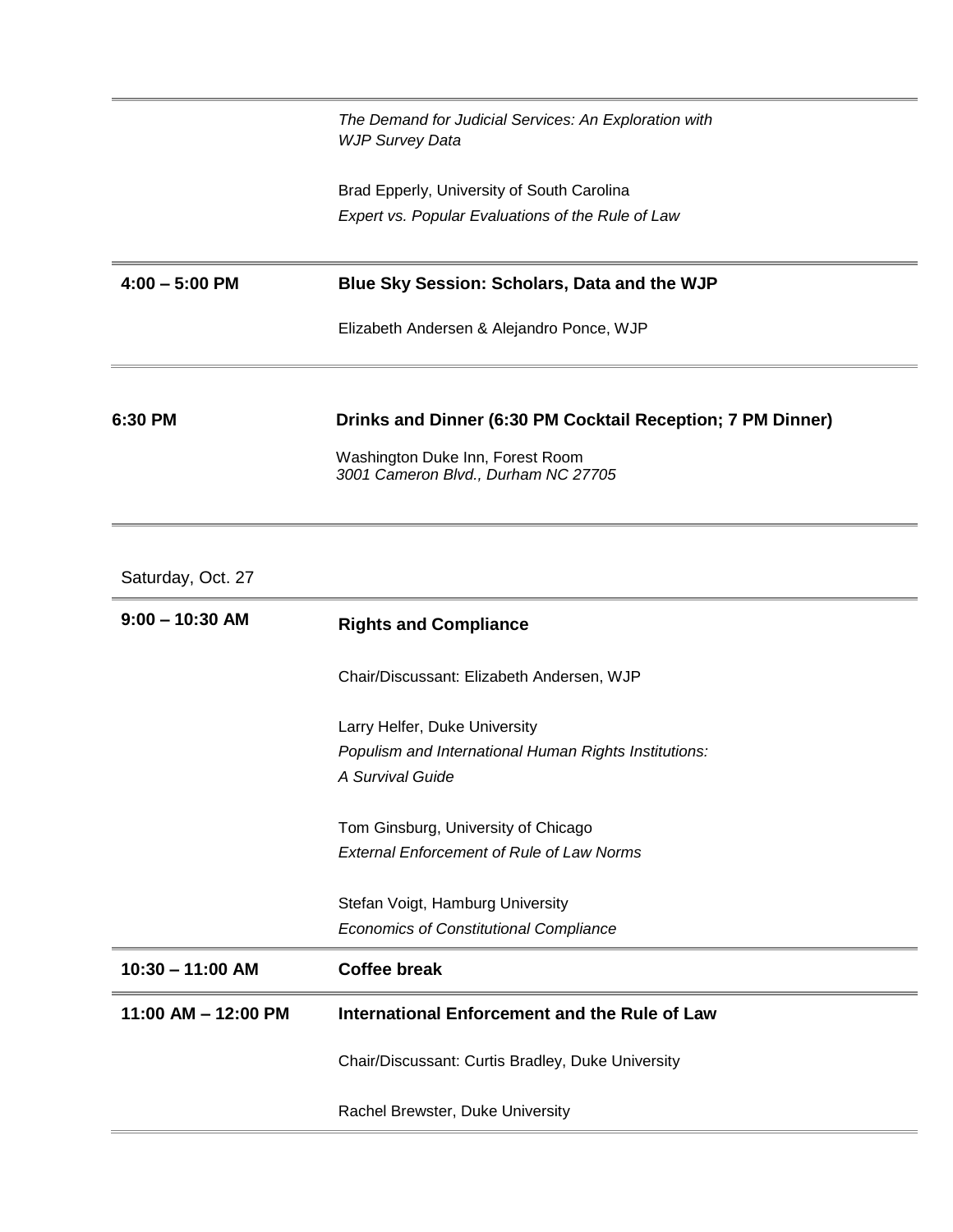| | |
|---|---|
| | *The Demand for Judicial Services: An Exploration with WJP Survey Data* |
| | Brad Epperly, University of South Carolina |
| | *Expert vs. Popular Evaluations of the Rule of Law* |
| **4:00 – 5:00 PM** | **Blue Sky Session: Scholars, Data and the WJP** |
| | Elizabeth Andersen & Alejandro Ponce, WJP |
| **6:30 PM** | **Drinks and Dinner (6:30 PM Cocktail Reception; 7 PM Dinner)** |
| | Washington Duke Inn, Forest Room |
| | *3001 Cameron Blvd., Durham NC 27705* |

Saturday, Oct. 27

| | |
|---|---|
| **9:00 – 10:30 AM** | **Rights and Compliance** |
| | Chair/Discussant: Elizabeth Andersen, WJP |
| | Larry Helfer, Duke University |
| | *Populism and International Human Rights Institutions: A Survival Guide* |
| | Tom Ginsburg, University of Chicago |
| | *External Enforcement of Rule of Law Norms* |
| | Stefan Voigt, Hamburg University |
| | *Economics of Constitutional Compliance* |
| **10:30 – 11:00 AM** | **Coffee break** |
| **11:00 AM – 12:00 PM** | **International Enforcement and the Rule of Law** |
| | Chair/Discussant: Curtis Bradley, Duke University |
| | Rachel Brewster, Duke University |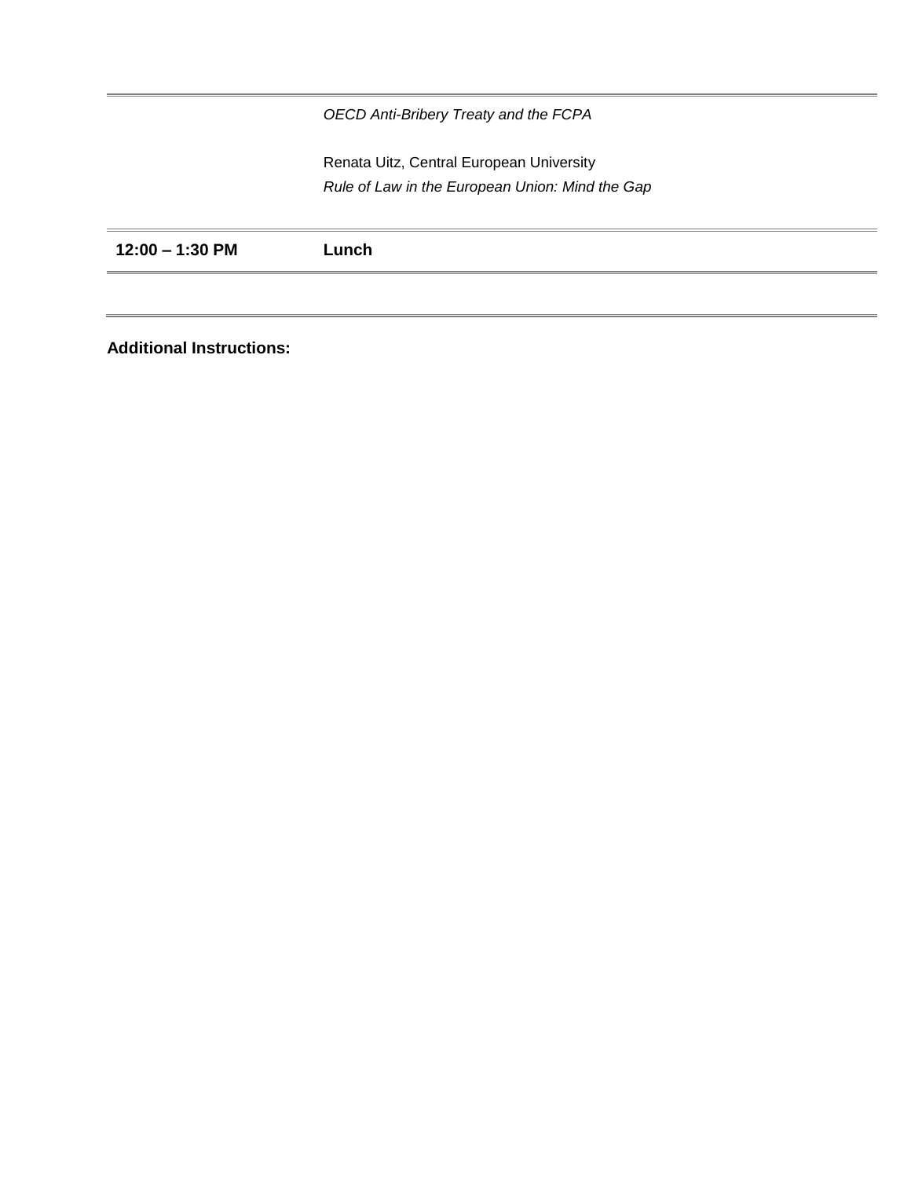| | |
|---|---|
| | *OECD Anti-Bribery Treaty and the FCPA*<br><br>Renata Uitz, Central European University<br>*Rule of Law in the European Union: Mind the Gap* |
| **12:00 – 1:30 PM** | **Lunch** |

**Additional Instructions:**